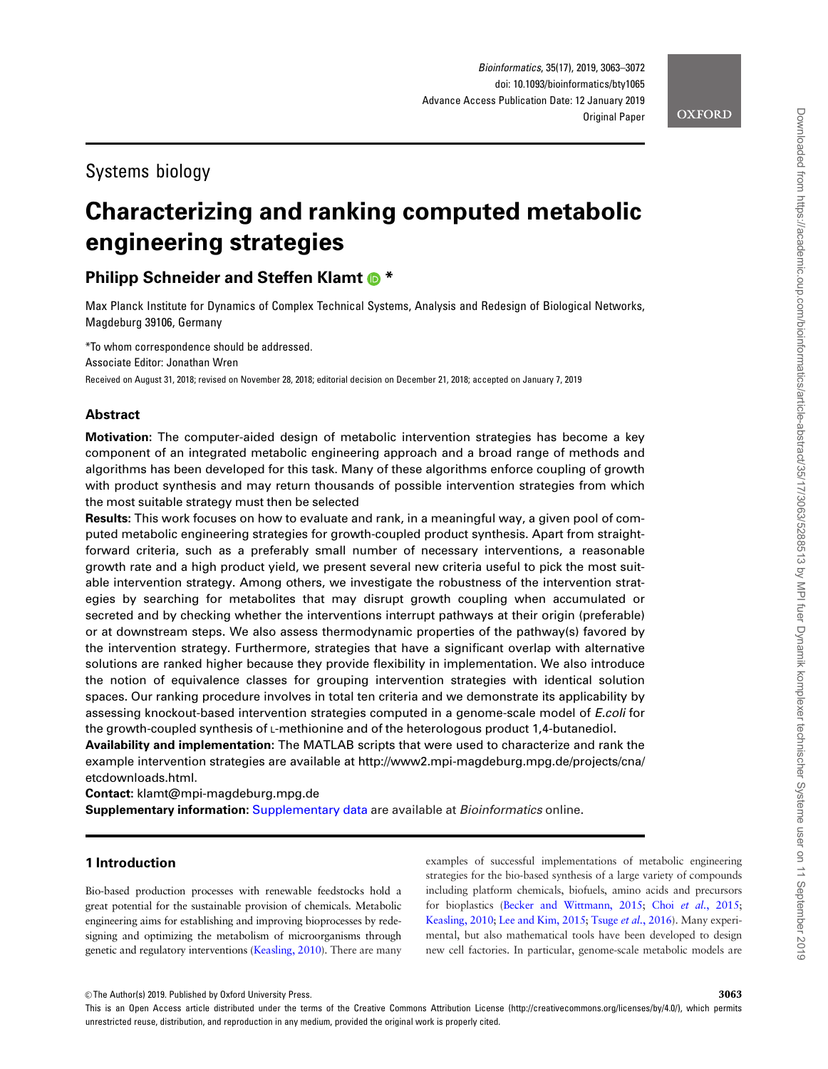Systems biology

# Characterizing and ranking computed metabolic engineering strategies

**Philipp Schneider and Steffen Klamt** *

Max Planck Institute for Dynamics of Complex Technical Systems, Analysis and Redesign of Biological Networks, Magdeburg 39106, Germany

*To whom correspondence should be addressed.

Associate Editor: Jonathan Wren

Received on August 31, 2018; revised on November 28, 2018; editorial decision on December 21, 2018; accepted on January 7, 2019

## Abstract

**Motivation:** The computer-aided design of metabolic intervention strategies has become a key component of an integrated metabolic engineering approach and a broad range of methods and algorithms has been developed for this task. Many of these algorithms enforce coupling of growth with product synthesis and may return thousands of possible intervention strategies from which the most suitable strategy must then be selected

**Results:** This work focuses on how to evaluate and rank, in a meaningful way, a given pool of computed metabolic engineering strategies for growth-coupled product synthesis. Apart from straightforward criteria, such as a preferably small number of necessary interventions, a reasonable growth rate and a high product yield, we present several new criteria useful to pick the most suitable intervention strategy. Among others, we investigate the robustness of the intervention strategies by searching for metabolites that may disrupt growth coupling when accumulated or secreted and by checking whether the interventions interrupt pathways at their origin (preferable) or at downstream steps. We also assess thermodynamic properties of the pathway(s) favored by the intervention strategy. Furthermore, strategies that have a significant overlap with alternative solutions are ranked higher because they provide flexibility in implementation. We also introduce the notion of equivalence classes for grouping intervention strategies with identical solution spaces. Our ranking procedure involves in total ten criteria and we demonstrate its applicability by assessing knockout-based intervention strategies computed in a genome-scale model of *E.coli* for the growth-coupled synthesis of L-methionine and of the heterologous product 1,4-butanediol.

**Availability and implementation:** The MATLAB scripts that were used to characterize and rank the example intervention strategies are available at http://www2.mpi-magdeburg.mpg.de/projects/cna/etcdownloads.html.

**Contact:** klamt@mpi-magdeburg.mpg.de

**Supplementary information:** Supplementary data are available at *Bioinformatics* online.

## 1 Introduction

Bio-based production processes with renewable feedstocks hold a great potential for the sustainable provision of chemicals. Metabolic engineering aims for establishing and improving bioprocesses by redesigning and optimizing the metabolism of microorganisms through genetic and regulatory interventions (Keasling, 2010). There are many examples of successful implementations of metabolic engineering strategies for the bio-based synthesis of a large variety of compounds including platform chemicals, biofuels, amino acids and precursors for bioplastics (Becker and Wittmann, 2015; Choi *et al.*, 2015; Keasling, 2010; Lee and Kim, 2015; Tsuge *et al.*, 2016). Many experimental, but also mathematical tools have been developed to design new cell factories. In particular, genome-scale metabolic models are

© The Author(s) 2019. Published by Oxford University Press.

This is an Open Access article distributed under the terms of the Creative Commons Attribution License (http://creativecommons.org/licenses/by/4.0/), which permits unrestricted reuse, distribution, and reproduction in any medium, provided the original work is properly cited.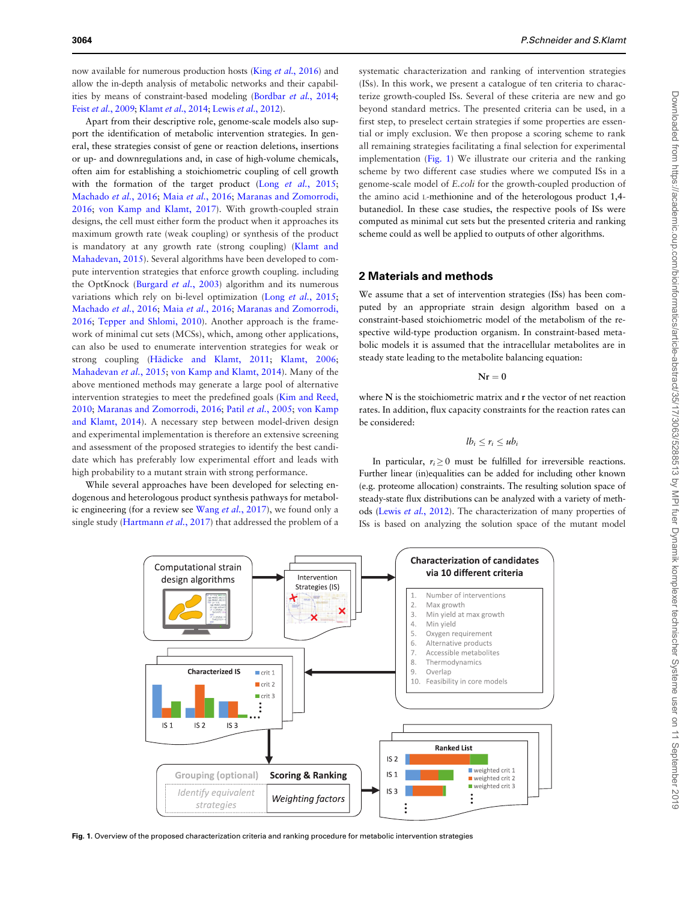now available for numerous production hosts (King *et al.*, 2016) and allow the in-depth analysis of metabolic networks and their capabilities by means of constraint-based modeling (Bordbar *et al.*, 2014; Feist *et al.*, 2009; Klamt *et al.*, 2014; Lewis *et al.*, 2012).

Apart from their descriptive role, genome-scale models also support the identification of metabolic intervention strategies. In general, these strategies consist of gene or reaction deletions, insertions or up- and downregulations and, in case of high-volume chemicals, often aim for establishing a stoichiometric coupling of cell growth with the formation of the target product (Long *et al.*, 2015; Machado *et al.*, 2016; Maia *et al.*, 2016; Maranas and Zomorrodi, 2016; von Kamp and Klamt, 2017). With growth-coupled strain designs, the cell must either form the product when it approaches its maximum growth rate (weak coupling) or synthesis of the product is mandatory at any growth rate (strong coupling) (Klamt and Mahadevan, 2015). Several algorithms have been developed to compute intervention strategies that enforce growth coupling. including the OptKnock (Burgard *et al.*, 2003) algorithm and its numerous variations which rely on bi-level optimization (Long *et al.*, 2015; Machado *et al.*, 2016; Maia *et al.*, 2016; Maranas and Zomorrodi, 2016; Tepper and Shlomi, 2010). Another approach is the framework of minimal cut sets (MCSs), which, among other applications, can also be used to enumerate intervention strategies for weak or strong coupling (Hädicke and Klamt, 2011; Klamt, 2006; Mahadevan *et al.*, 2015; von Kamp and Klamt, 2014). Many of the above mentioned methods may generate a large pool of alternative intervention strategies to meet the predefined goals (Kim and Reed, 2010; Maranas and Zomorrodi, 2016; Patil *et al.*, 2005; von Kamp and Klamt, 2014). A necessary step between model-driven design and experimental implementation is therefore an extensive screening and assessment of the proposed strategies to identify the best candidate which has preferably low experimental effort and leads with high probability to a mutant strain with strong performance.

While several approaches have been developed for selecting endogenous and heterologous product synthesis pathways for metabolic engineering (for a review see Wang *et al.*, 2017), we found only a single study (Hartmann *et al.*, 2017) that addressed the problem of a systematic characterization and ranking of intervention strategies (ISs). In this work, we present a catalogue of ten criteria to characterize growth-coupled ISs. Several of these criteria are new and go beyond standard metrics. The presented criteria can be used, in a first step, to preselect certain strategies if some properties are essential or imply exclusion. We then propose a scoring scheme to rank all remaining strategies facilitating a final selection for experimental implementation (Fig. 1) We illustrate our criteria and the ranking scheme by two different case studies where we computed ISs in a genome-scale model of *E.coli* for the growth-coupled production of the amino acid L-methionine and of the heterologous product 1,4-butanediol. In these case studies, the respective pools of ISs were computed as minimal cut sets but the presented criteria and ranking scheme could as well be applied to outputs of other algorithms.

## 2 Materials and methods

We assume that a set of intervention strategies (ISs) has been computed by an appropriate strain design algorithm based on a constraint-based stoichiometric model of the metabolism of the respective wild-type production organism. In constraint-based metabolic models it is assumed that the intracellular metabolites are in steady state leading to the metabolite balancing equation:

$$\mathbf{N}\mathbf{r} = 0$$

where $\mathbf{N}$ is the stoichiometric matrix and $\mathbf{r}$ the vector of net reaction rates. In addition, flux capacity constraints for the reaction rates can be considered:

$$lb_i \leq r_i \leq ub_i$$

In particular, $r_i \geq 0$ must be fulfilled for irreversible reactions. Further linear (in)equalities can be added for including other known (e.g. proteome allocation) constraints. The resulting solution space of steady-state flux distributions can be analyzed with a variety of methods (Lewis *et al.*, 2012). The characterization of many properties of ISs is based on analyzing the solution space of the mutant model

**Fig. 1.** Overview of the proposed characterization criteria and ranking procedure for metabolic intervention strategies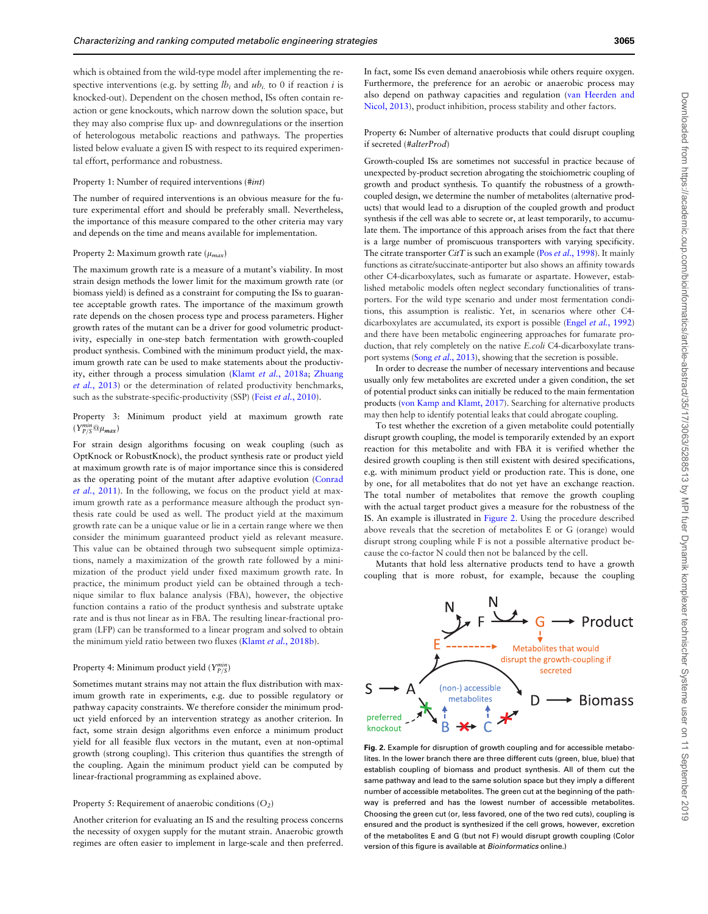which is obtained from the wild-type model after implementing the respective interventions (e.g. by setting $lb_i$ and $ub_i$ to 0 if reaction $i$ is knocked-out). Dependent on the chosen method, ISs often contain reaction or gene knockouts, which narrow down the solution space, but they may also comprise flux up- and downregulations or the insertion of heterologous metabolic reactions and pathways. The properties listed below evaluate a given IS with respect to its required experimental effort, performance and robustness.

Property 1: Number of required interventions (*#int*)

The number of required interventions is an obvious measure for the future experimental effort and should be preferably small. Nevertheless, the importance of this measure compared to the other criteria may vary and depends on the time and means available for implementation.

Property 2: Maximum growth rate ($\mu_{max}$)

The maximum growth rate is a measure of a mutant's viability. In most strain design methods the lower limit for the maximum growth rate (or biomass yield) is defined as a constraint for computing the ISs to guarantee acceptable growth rates. The importance of the maximum growth rate depends on the chosen process type and process parameters. Higher growth rates of the mutant can be a driver for good volumetric productivity, especially in one-step batch fermentation with growth-coupled product synthesis. Combined with the minimum product yield, the maximum growth rate can be used to make statements about the productivity, either through a process simulation (Klamt *et al.*, 2018a; Zhuang *et al.*, 2013) or the determination of related productivity benchmarks, such as the substrate-specific-productivity (SSP) (Feist *et al.*, 2010).

Property 3: Minimum product yield at maximum growth rate ($Y^{min}_{P/S}@\mu_{max}$)

For strain design algorithms focusing on weak coupling (such as OptKnock or RobustKnock), the product synthesis rate or product yield at maximum growth rate is of major importance since this is considered as the operating point of the mutant after adaptive evolution (Conrad *et al.*, 2011). In the following, we focus on the product yield at maximum growth rate as a performance measure although the product synthesis rate could be used as well. The product yield at the maximum growth rate can be a unique value or lie in a certain range where we then consider the minimum guaranteed product yield as relevant measure. This value can be obtained through two subsequent simple optimizations, namely a maximization of the growth rate followed by a minimization of the product yield under fixed maximum growth rate. In practice, the minimum product yield can be obtained through a technique similar to flux balance analysis (FBA), however, the objective function contains a ratio of the product synthesis and substrate uptake rate and is thus not linear as in FBA. The resulting linear-fractional program (LFP) can be transformed to a linear program and solved to obtain the minimum yield ratio between two fluxes (Klamt *et al.*, 2018b).

Property 4: Minimum product yield ($Y^{min}_{P/S}$)

Sometimes mutant strains may not attain the flux distribution with maximum growth rate in experiments, e.g. due to possible regulatory or pathway capacity constraints. We therefore consider the minimum product yield enforced by an intervention strategy as another criterion. In fact, some strain design algorithms even enforce a minimum product yield for all feasible flux vectors in the mutant, even at non-optimal growth (strong coupling). This criterion thus quantifies the strength of the coupling. Again the minimum product yield can be computed by linear-fractional programming as explained above.

Property 5: Requirement of anaerobic conditions ($O_2$)

Another criterion for evaluating an IS and the resulting process concerns the necessity of oxygen supply for the mutant strain. Anaerobic growth regimes are often easier to implement in large-scale and then preferred. In fact, some ISs even demand anaerobiosis while others require oxygen. Furthermore, the preference for an aerobic or anaerobic process may also depend on pathway capacities and regulation (van Heerden and Nicol, 2013), product inhibition, process stability and other factors.

Property 6: Number of alternative products that could disrupt coupling if secreted (*#alterProd*)

Growth-coupled ISs are sometimes not successful in practice because of unexpected by-product secretion abrogating the stoichiometric coupling of growth and product synthesis. To quantify the robustness of a growth-coupled design, we determine the number of metabolites (alternative products) that would lead to a disruption of the coupled growth and product synthesis if the cell was able to secrete or, at least temporarily, to accumulate them. The importance of this approach arises from the fact that there is a large number of promiscuous transporters with varying specificity. The citrate transporter *CitT* is such an example (Pos *et al.*, 1998). It mainly functions as citrate/succinate-antiporter but also shows an affinity towards other C4-dicarboxylates, such as fumarate or aspartate. However, established metabolic models often neglect secondary functionalities of transporters. For the wild type scenario and under most fermentation conditions, this assumption is justified. Yet, in scenarios where other C4-dicarboxylates are accumulated, its export is possible (Engel *et al.*, 1992) and there have been metabolic engineering approaches for fumarate production, that rely completely on the native *E.coli* C4-dicarboxylate transport systems (Song *et al.*, 2013), showing that the secretion is possible.

In order to decrease the number of necessary interventions and because usually only few metabolites are excreted under a given condition, the set of potential product sinks can initially be reduced to the main fermentation products (von Kamp and Klamt, 2017). Searching for alternative products may then help to identify potential leaks that could abrogate coupling.

To test whether the excretion of a given metabolite could potentially disrupt growth coupling, the model is temporarily extended by an export reaction for this metabolite and with FBA it is verified whether the desired growth coupling is then still existent with desired specifications, e.g. with minimum product yield or production rate. This is done, one by one, for all metabolites that do not yet have an exchange reaction. The total number of metabolites that remove the growth coupling with the actual target product gives a measure for the robustness of the IS. An example is illustrated in Figure 2. Using the procedure described above reveals that the secretion of metabolites E or G (orange) would disrupt strong coupling while F is not a possible alternative product because the co-factor N could then not be balanced by the cell.

Mutants that hold less alternative products tend to have a growth coupling that is more robust, for example, because the coupling

**Fig. 2.** Example for disruption of growth coupling and for accessible metabolites. In the lower branch there are three different cuts (green, blue, blue) that establish coupling of biomass and product synthesis. All of them cut the same pathway and lead to the same solution space but they imply a different number of accessible metabolites. The green cut at the beginning of the pathway is preferred and has the lowest number of accessible metabolites. Choosing the green cut (or, less favored, one of the two red cuts), coupling is ensured and the product is synthesized if the cell grows, however, excretion of the metabolites E and G (but not F) would disrupt growth coupling (Color version of this figure is available at *Bioinformatics* online.)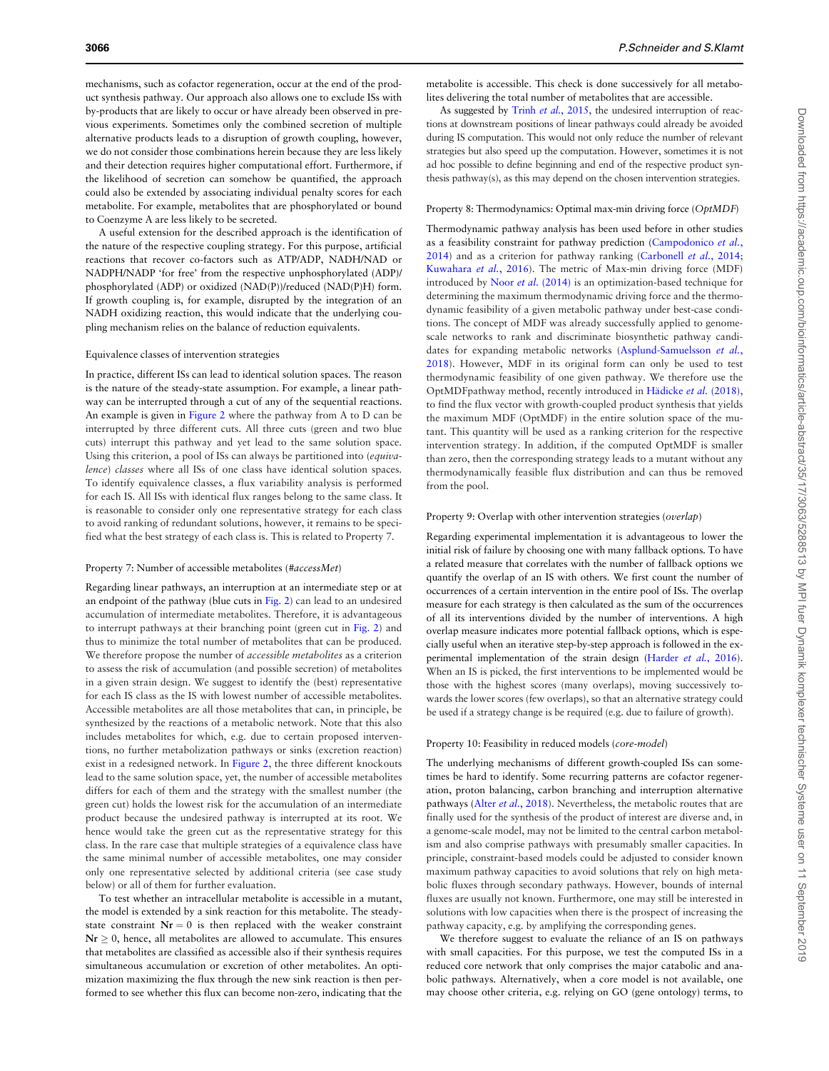mechanisms, such as cofactor regeneration, occur at the end of the product synthesis pathway. Our approach also allows one to exclude ISs with by-products that are likely to occur or have already been observed in previous experiments. Sometimes only the combined secretion of multiple alternative products leads to a disruption of growth coupling, however, we do not consider those combinations herein because they are less likely and their detection requires higher computational effort. Furthermore, if the likelihood of secretion can somehow be quantified, the approach could also be extended by associating individual penalty scores for each metabolite. For example, metabolites that are phosphorylated or bound to Coenzyme A are less likely to be secreted.

A useful extension for the described approach is the identification of the nature of the respective coupling strategy. For this purpose, artificial reactions that recover co-factors such as ATP/ADP, NADH/NAD or NADPH/NADP 'for free' from the respective unphosphorylated (ADP)/phosphorylated (ADP) or oxidized (NAD(P))/reduced (NAD(P)H) form. If growth coupling is, for example, disrupted by the integration of an NADH oxidizing reaction, this would indicate that the underlying coupling mechanism relies on the balance of reduction equivalents.

#### Equivalence classes of intervention strategies

In practice, different ISs can lead to identical solution spaces. The reason is the nature of the steady-state assumption. For example, a linear pathway can be interrupted through a cut of any of the sequential reactions. An example is given in Figure 2 where the pathway from A to D can be interrupted by three different cuts. All three cuts (green and two blue cuts) interrupt this pathway and yet lead to the same solution space. Using this criterion, a pool of ISs can always be partitioned into (*equivalence*) *classes* where all ISs of one class have identical solution spaces. To identify equivalence classes, a flux variability analysis is performed for each IS. All ISs with identical flux ranges belong to the same class. It is reasonable to consider only one representative strategy for each class to avoid ranking of redundant solutions, however, it remains to be specified what the best strategy of each class is. This is related to Property 7.

#### Property 7: Number of accessible metabolites (*#accessMet*)

Regarding linear pathways, an interruption at an intermediate step or at an endpoint of the pathway (blue cuts in Fig. 2) can lead to an undesired accumulation of intermediate metabolites. Therefore, it is advantageous to interrupt pathways at their branching point (green cut in Fig. 2) and thus to minimize the total number of metabolites that can be produced. We therefore propose the number of *accessible metabolites* as a criterion to assess the risk of accumulation (and possible secretion) of metabolites in a given strain design. We suggest to identify the (best) representative for each IS class as the IS with lowest number of accessible metabolites. Accessible metabolites are all those metabolites that can, in principle, be synthesized by the reactions of a metabolic network. Note that this also includes metabolites for which, e.g. due to certain proposed interventions, no further metabolization pathways or sinks (excretion reaction) exist in a redesigned network. In Figure 2, the three different knockouts lead to the same solution space, yet, the number of accessible metabolites differs for each of them and the strategy with the smallest number (the green cut) holds the lowest risk for the accumulation of an intermediate product because the undesired pathway is interrupted at its root. We hence would take the green cut as the representative strategy for this class. In the rare case that multiple strategies of a equivalence class have the same minimal number of accessible metabolites, one may consider only one representative selected by additional criteria (see case study below) or all of them for further evaluation.

To test whether an intracellular metabolite is accessible in a mutant, the model is extended by a sink reaction for this metabolite. The steady-state constraint $\mathbf{Nr} = 0$ is then replaced with the weaker constraint $\mathbf{Nr} \geq 0$, hence, all metabolites are allowed to accumulate. This ensures that metabolites are classified as accessible also if their synthesis requires simultaneous accumulation or excretion of other metabolites. An optimization maximizing the flux through the new sink reaction is then performed to see whether this flux can become non-zero, indicating that the metabolite is accessible. This check is done successively for all metabolites delivering the total number of metabolites that are accessible.

As suggested by Trinh *et al.*, 2015, the undesired interruption of reactions at downstream positions of linear pathways could already be avoided during IS computation. This would not only reduce the number of relevant strategies but also speed up the computation. However, sometimes it is not ad hoc possible to define beginning and end of the respective product synthesis pathway(s), as this may depend on the chosen intervention strategies.

#### Property 8: Thermodynamics: Optimal max-min driving force (*OptMDF*)

Thermodynamic pathway analysis has been used before in other studies as a feasibility constraint for pathway prediction (Campodonico *et al.*, 2014) and as a criterion for pathway ranking (Carbonell *et al.*, 2014; Kuwahara *et al.*, 2016). The metric of Max-min driving force (MDF) introduced by Noor *et al.* (2014) is an optimization-based technique for determining the maximum thermodynamic driving force and the thermodynamic feasibility of a given metabolic pathway under best-case conditions. The concept of MDF was already successfully applied to genome-scale networks to rank and discriminate biosynthetic pathway candidates for expanding metabolic networks (Asplund-Samuelsson *et al.*, 2018). However, MDF in its original form can only be used to test thermodynamic feasibility of one given pathway. We therefore use the OptMDFpathway method, recently introduced in Hädicke *et al.* (2018), to find the flux vector with growth-coupled product synthesis that yields the maximum MDF (OptMDF) in the entire solution space of the mutant. This quantity will be used as a ranking criterion for the respective intervention strategy. In addition, if the computed OptMDF is smaller than zero, then the corresponding strategy leads to a mutant without any thermodynamically feasible flux distribution and can thus be removed from the pool.

#### Property 9: Overlap with other intervention strategies (*overlap*)

Regarding experimental implementation it is advantageous to lower the initial risk of failure by choosing one with many fallback options. To have a related measure that correlates with the number of fallback options we quantify the overlap of an IS with others. We first count the number of occurrences of a certain intervention in the entire pool of ISs. The overlap measure for each strategy is then calculated as the sum of the occurrences of all its interventions divided by the number of interventions. A high overlap measure indicates more potential fallback options, which is especially useful when an iterative step-by-step approach is followed in the experimental implementation of the strain design (Harder *et al.*, 2016). When an IS is picked, the first interventions to be implemented would be those with the highest scores (many overlaps), moving successively towards the lower scores (few overlaps), so that an alternative strategy could be used if a strategy change is be required (e.g. due to failure of growth).

#### Property 10: Feasibility in reduced models (*core-model*)

The underlying mechanisms of different growth-coupled ISs can sometimes be hard to identify. Some recurring patterns are cofactor regeneration, proton balancing, carbon branching and interruption alternative pathways (Alter *et al.*, 2018). Nevertheless, the metabolic routes that are finally used for the synthesis of the product of interest are diverse and, in a genome-scale model, may not be limited to the central carbon metabolism and also comprise pathways with presumably smaller capacities. In principle, constraint-based models could be adjusted to consider known maximum pathway capacities to avoid solutions that rely on high metabolic fluxes through secondary pathways. However, bounds of internal fluxes are usually not known. Furthermore, one may still be interested in solutions with low capacities when there is the prospect of increasing the pathway capacity, e.g. by amplifying the corresponding genes.

We therefore suggest to evaluate the reliance of an IS on pathways with small capacities. For this purpose, we test the computed ISs in a reduced core network that only comprises the major catabolic and anabolic pathways. Alternatively, when a core model is not available, one may choose other criteria, e.g. relying on GO (gene ontology) terms, to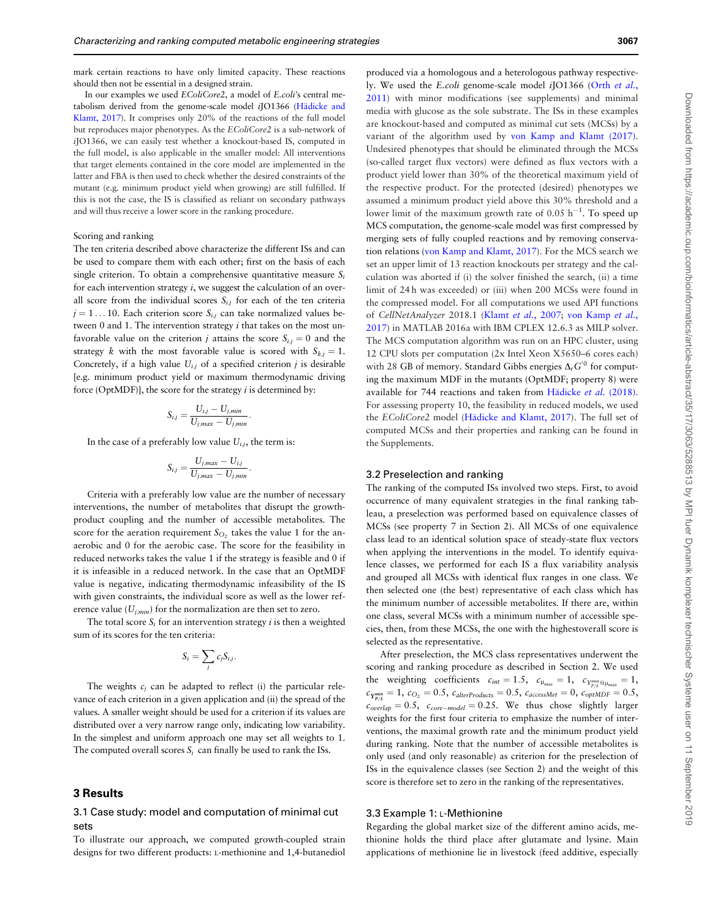mark certain reactions to have only limited capacity. These reactions should then not be essential in a designed strain.

In our examples we used *EColiCore2*, a model of *E.coli*'s central metabolism derived from the genome-scale model *i*JO1366 (Hädicke and Klamt, 2017). It comprises only 20% of the reactions of the full model but reproduces major phenotypes. As the *EColiCore2* is a sub-network of *i*JO1366, we can easily test whether a knockout-based IS, computed in the full model, is also applicable in the smaller model: All interventions that target elements contained in the core model are implemented in the latter and FBA is then used to check whether the desired constraints of the mutant (e.g. minimum product yield when growing) are still fulfilled. If this is not the case, the IS is classified as reliant on secondary pathways and will thus receive a lower score in the ranking procedure.

Scoring and ranking

The ten criteria described above characterize the different ISs and can be used to compare them with each other; first on the basis of each single criterion. To obtain a comprehensive quantitative measure $S_i$ for each intervention strategy $i$, we suggest the calculation of an overall score from the individual scores $S_{i,j}$ for each of the ten criteria $j = 1 \ldots 10$. Each criterion score $S_{i,j}$ can take normalized values between 0 and 1. The intervention strategy $i$ that takes on the most unfavorable value on the criterion $j$ attains the score $S_{i,j} = 0$ and the strategy $k$ with the most favorable value is scored with $S_{k,j} = 1$. Concretely, if a high value $U_{i,j}$ of a specified criterion $j$ is desirable [e.g. minimum product yield or maximum thermodynamic driving force (OptMDF)], the score for the strategy $i$ is determined by:

$$S_{i,j} = \frac{U_{i,j} - U_{j,min}}{U_{j,max} - U_{j,min}}.$$

In the case of a preferably low value $U_{i,j}$, the term is:

$$S_{i,j} = \frac{U_{j,max} - U_{i,j}}{U_{j,max} - U_{j,min}}.$$

Criteria with a preferably low value are the number of necessary interventions, the number of metabolites that disrupt the growth-product coupling and the number of accessible metabolites. The score for the aeration requirement $S_{O_2}$ takes the value 1 for the anaerobic and 0 for the aerobic case. The score for the feasibility in reduced networks takes the value 1 if the strategy is feasible and 0 if it is infeasible in a reduced network. In the case that an OptMDF value is negative, indicating thermodynamic infeasibility of the IS with given constraints, the individual score as well as the lower reference value ($U_{j,min}$) for the normalization are then set to zero.

The total score $S_i$ for an intervention strategy $i$ is then a weighted sum of its scores for the ten criteria:

$$S_i = \sum_j c_j S_{i,j}.$$

The weights $c_j$ can be adapted to reflect (i) the particular relevance of each criterion in a given application and (ii) the spread of the values. A smaller weight should be used for a criterion if its values are distributed over a very narrow range only, indicating low variability. In the simplest and uniform approach one may set all weights to 1. The computed overall scores $S_i$ can finally be used to rank the ISs.

## 3 Results

### 3.1 Case study: model and computation of minimal cut sets

To illustrate our approach, we computed growth-coupled strain designs for two different products: L-methionine and 1,4-butanediol produced via a homologous and a heterologous pathway respectively. We used the *E.coli* genome-scale model *i*JO1366 (Orth *et al.*, 2011) with minor modifications (see supplements) and minimal media with glucose as the sole substrate. The ISs in these examples are knockout-based and computed as minimal cut sets (MCSs) by a variant of the algorithm used by von Kamp and Klamt (2017). Undesired phenotypes that should be eliminated through the MCSs (so-called target flux vectors) were defined as flux vectors with a product yield lower than 30% of the theoretical maximum yield of the respective product. For the protected (desired) phenotypes we assumed a minimum product yield above this 30% threshold and a lower limit of the maximum growth rate of 0.05 $h^{-1}$. To speed up MCS computation, the genome-scale model was first compressed by merging sets of fully coupled reactions and by removing conservation relations (von Kamp and Klamt, 2017). For the MCS search we set an upper limit of 13 reaction knockouts per strategy and the calculation was aborted if (i) the solver finished the search, (ii) a time limit of 24 h was exceeded) or (iii) when 200 MCSs were found in the compressed model. For all computations we used API functions of *CellNetAnalyzer* 2018.1 (Klamt *et al.*, 2007; von Kamp *et al.*, 2017) in MATLAB 2016a with IBM CPLEX 12.6.3 as MILP solver. The MCS computation algorithm was run on an HPC cluster, using 12 CPU slots per computation (2x Intel Xeon X5650–6 cores each) with 28 GB of memory. Standard Gibbs energies $\Delta_r G'^0$ for computing the maximum MDF in the mutants (OptMDF; property 8) were available for 744 reactions and taken from Hädicke *et al.* (2018). For assessing property 10, the feasibility in reduced models, we used the *EColiCore2* model (Hädicke and Klamt, 2017). The full set of computed MCSs and their properties and ranking can be found in the Supplements.

### 3.2 Preselection and ranking

The ranking of the computed ISs involved two steps. First, to avoid occurrence of many equivalent strategies in the final ranking tableau, a preselection was performed based on equivalence classes of MCSs (see property 7 in Section 2). All MCSs of one equivalence class lead to an identical solution space of steady-state flux vectors when applying the interventions in the model. To identify equivalence classes, we performed for each IS a flux variability analysis and grouped all MCSs with identical flux ranges in one class. We then selected one (the best) representative of each class which has the minimum number of accessible metabolites. If there are, within one class, several MCSs with a minimum number of accessible species, then, from these MCSs, the one with the highestoverall score is selected as the representative.

After preselection, the MCS class representatives underwent the scoring and ranking procedure as described in Section 2. We used the weighting coefficients $c_{int} = 1.5$, $c_{\mu_{max}} = 1$, $c_{Y^{min}_{P/S}@\mu_{max}} = 1$, $c_{Y^{min}_{P/S}} = 1$, $c_{O_2} = 0.5$, $c_{alterProducts} = 0.5$, $c_{accessMet} = 0$, $c_{optMDF} = 0.5$, $c_{overlap} = 0.5$, $c_{core-model} = 0.25$. We thus chose slightly larger weights for the first four criteria to emphasize the number of interventions, the maximal growth rate and the minimum product yield during ranking. Note that the number of accessible metabolites is only used (and only reasonable) as criterion for the preselection of ISs in the equivalence classes (see Section 2) and the weight of this score is therefore set to zero in the ranking of the representatives.

### 3.3 Example 1: L-Methionine

Regarding the global market size of the different amino acids, methionine holds the third place after glutamate and lysine. Main applications of methionine lie in livestock (feed additive, especially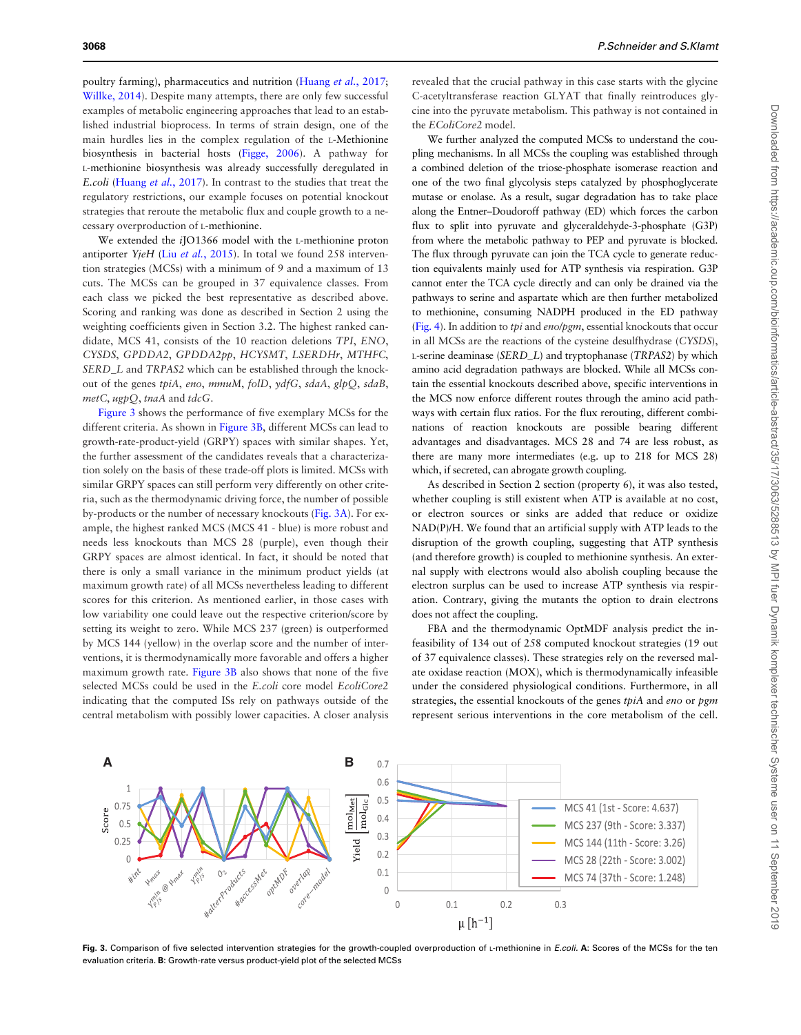poultry farming), pharmaceutics and nutrition (Huang *et al.*, 2017; Willke, 2014). Despite many attempts, there are only few successful examples of metabolic engineering approaches that lead to an established industrial bioprocess. In terms of strain design, one of the main hurdles lies in the complex regulation of the L-Methionine biosynthesis in bacterial hosts (Figge, 2006). A pathway for L-methionine biosynthesis was already successfully deregulated in *E.coli* (Huang *et al.*, 2017). In contrast to the studies that treat the regulatory restrictions, our example focuses on potential knockout strategies that reroute the metabolic flux and couple growth to a necessary overproduction of L-methionine.

We extended the *i*JO1366 model with the L-methionine proton antiporter *YjeH* (Liu *et al.*, 2015). In total we found 258 intervention strategies (MCSs) with a minimum of 9 and a maximum of 13 cuts. The MCSs can be grouped in 37 equivalence classes. From each class we picked the best representative as described above. Scoring and ranking was done as described in Section 2 using the weighting coefficients given in Section 3.2. The highest ranked candidate, MCS 41, consists of the 10 reaction deletions *TPI*, *ENO*, *CYSDS*, *GPDDA2*, *GPDDA2pp*, *HCYSMT*, *LSERDHr*, *MTHFC*, *SERD_L* and *TRPAS2* which can be established through the knockout of the genes *tpiA*, *eno*, *mmuM*, *folD*, *ydfG*, *sdaA*, *glpQ*, *sdaB*, *metC*, *ugpQ*, *tnaA* and *tdcG*.

Figure 3 shows the performance of five exemplary MCSs for the different criteria. As shown in Figure 3B, different MCSs can lead to growth-rate-product-yield (GRPY) spaces with similar shapes. Yet, the further assessment of the candidates reveals that a characterization solely on the basis of these trade-off plots is limited. MCSs with similar GRPY spaces can still perform very differently on other criteria, such as the thermodynamic driving force, the number of possible by-products or the number of necessary knockouts (Fig. 3A). For example, the highest ranked MCS (MCS 41 - blue) is more robust and needs less knockouts than MCS 28 (purple), even though their GRPY spaces are almost identical. In fact, it should be noted that there is only a small variance in the minimum product yields (at maximum growth rate) of all MCSs nevertheless leading to different scores for this criterion. As mentioned earlier, in those cases with low variability one could leave out the respective criterion/score by setting its weight to zero. While MCS 237 (green) is outperformed by MCS 144 (yellow) in the overlap score and the number of interventions, it is thermodynamically more favorable and offers a higher maximum growth rate. Figure 3B also shows that none of the five selected MCSs could be used in the *E.coli* core model *EcoliCore2* indicating that the computed ISs rely on pathways outside of the central metabolism with possibly lower capacities. A closer analysis revealed that the crucial pathway in this case starts with the glycine C-acetyltransferase reaction GLYAT that finally reintroduces glycine into the pyruvate metabolism. This pathway is not contained in the *EColiCore2* model.

We further analyzed the computed MCSs to understand the coupling mechanisms. In all MCSs the coupling was established through a combined deletion of the triose-phosphate isomerase reaction and one of the two final glycolysis steps catalyzed by phosphoglycerate mutase or enolase. As a result, sugar degradation has to take place along the Entner–Doudoroff pathway (ED) which forces the carbon flux to split into pyruvate and glyceraldehyde-3-phosphate (G3P) from where the metabolic pathway to PEP and pyruvate is blocked. The flux through pyruvate can join the TCA cycle to generate reduction equivalents mainly used for ATP synthesis via respiration. G3P cannot enter the TCA cycle directly and can only be drained via the pathways to serine and aspartate which are then further metabolized to methionine, consuming NADPH produced in the ED pathway (Fig. 4). In addition to *tpi* and *eno/pgm*, essential knockouts that occur in all MCSs are the reactions of the cysteine desulfhydrase (*CYSDS*), L-serine deaminase (*SERD_L*) and tryptophanase (*TRPAS2*) by which amino acid degradation pathways are blocked. While all MCSs contain the essential knockouts described above, specific interventions in the MCS now enforce different routes through the amino acid pathways with certain flux ratios. For the flux rerouting, different combinations of reaction knockouts are possible bearing different advantages and disadvantages. MCS 28 and 74 are less robust, as there are many more intermediates (e.g. up to 218 for MCS 28) which, if secreted, can abrogate growth coupling.

As described in Section 2 section (property 6), it was also tested, whether coupling is still existent when ATP is available at no cost, or electron sources or sinks are added that reduce or oxidize NAD(P)/H. We found that an artificial supply with ATP leads to the disruption of the growth coupling, suggesting that ATP synthesis (and therefore growth) is coupled to methionine synthesis. An external supply with electrons would also abolish coupling because the electron surplus can be used to increase ATP synthesis via respiration. Contrary, giving the mutants the option to drain electrons does not affect the coupling.

FBA and the thermodynamic OptMDF analysis predict the infeasibility of 134 out of 258 computed knockout strategies (19 out of 37 equivalence classes). These strategies rely on the reversed malate oxidase reaction (MOX), which is thermodynamically infeasible under the considered physiological conditions. Furthermore, in all strategies, the essential knockouts of the genes *tpiA* and *eno* or *pgm* represent serious interventions in the core metabolism of the cell.

**Fig. 3.** Comparison of five selected intervention strategies for the growth-coupled overproduction of L-methionine in *E.coli*. **A**: Scores of the MCSs for the ten evaluation criteria. **B**: Growth-rate versus product-yield plot of the selected MCSs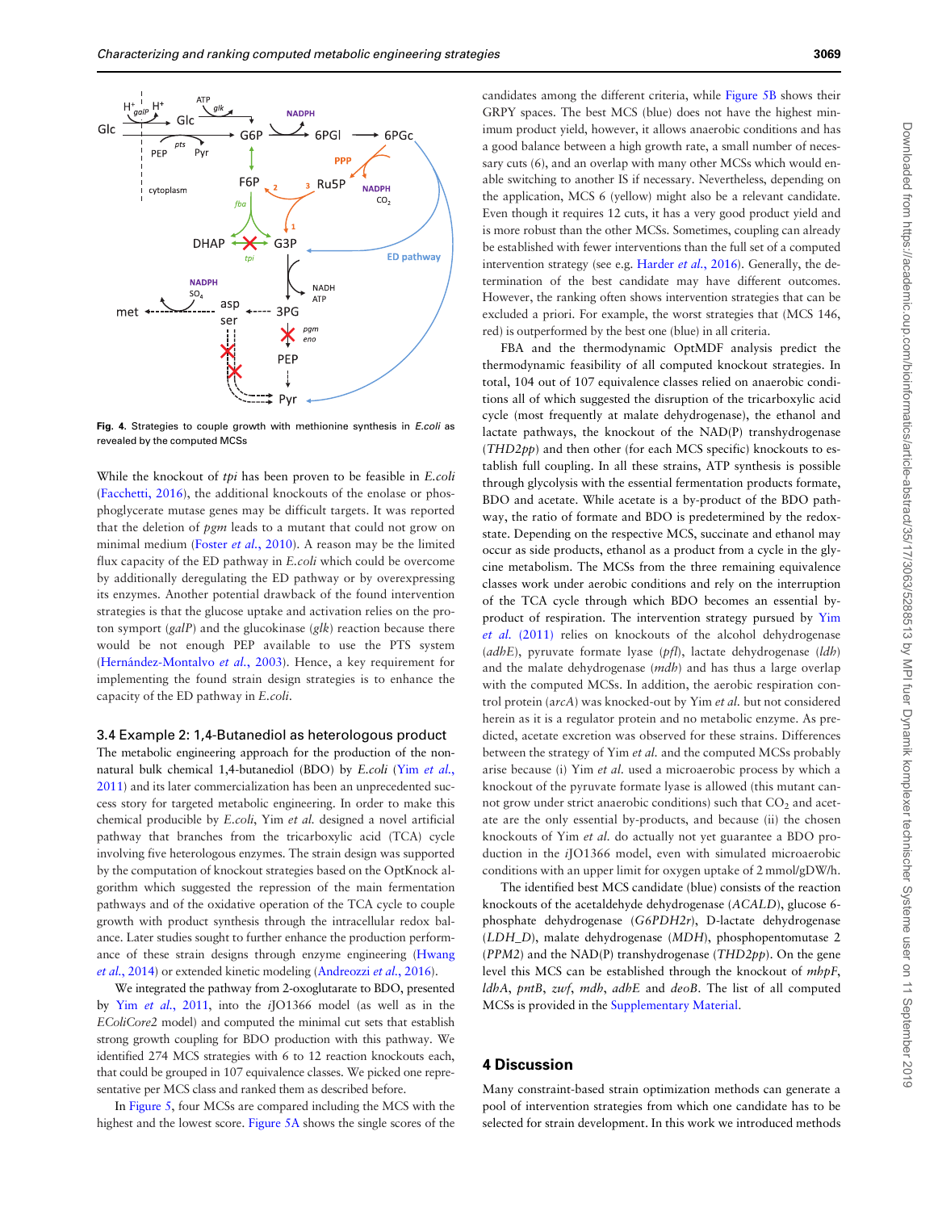Fig. 4. Strategies to couple growth with methionine synthesis in *E.coli* as revealed by the computed MCSs

While the knockout of *tpi* has been proven to be feasible in *E.coli* (Facchetti, 2016), the additional knockouts of the enolase or phosphoglycerate mutase genes may be difficult targets. It was reported that the deletion of *pgm* leads to a mutant that could not grow on minimal medium (Foster *et al.*, 2010). A reason may be the limited flux capacity of the ED pathway in *E.coli* which could be overcome by additionally deregulating the ED pathway or by overexpressing its enzymes. Another potential drawback of the found intervention strategies is that the glucose uptake and activation relies on the proton symport (*galP*) and the glucokinase (*glk*) reaction because there would be not enough PEP available to use the PTS system (Hernández-Montalvo *et al.*, 2003). Hence, a key requirement for implementing the found strain design strategies is to enhance the capacity of the ED pathway in *E.coli*.

### 3.4 Example 2: 1,4-Butanediol as heterologous product

The metabolic engineering approach for the production of the non-natural bulk chemical 1,4-butanediol (BDO) by *E.coli* (Yim *et al.*, 2011) and its later commercialization has been an unprecedented success story for targeted metabolic engineering. In order to make this chemical producible by *E.coli*, Yim *et al.* designed a novel artificial pathway that branches from the tricarboxylic acid (TCA) cycle involving five heterologous enzymes. The strain design was supported by the computation of knockout strategies based on the OptKnock algorithm which suggested the repression of the main fermentation pathways and of the oxidative operation of the TCA cycle to couple growth with product synthesis through the intracellular redox balance. Later studies sought to further enhance the production performance of these strain designs through enzyme engineering (Hwang *et al.*, 2014) or extended kinetic modeling (Andreozzi *et al.*, 2016).

We integrated the pathway from 2-oxoglutarate to BDO, presented by Yim *et al.*, 2011, into the *i*JO1366 model (as well as in the *EColiCore2* model) and computed the minimal cut sets that establish strong growth coupling for BDO production with this pathway. We identified 274 MCS strategies with 6 to 12 reaction knockouts each, that could be grouped in 107 equivalence classes. We picked one representative per MCS class and ranked them as described before.

In Figure 5, four MCSs are compared including the MCS with the highest and the lowest score. Figure 5A shows the single scores of the candidates among the different criteria, while Figure 5B shows their GRPY spaces. The best MCS (blue) does not have the highest minimum product yield, however, it allows anaerobic conditions and has a good balance between a high growth rate, a small number of necessary cuts (6), and an overlap with many other MCSs which would enable switching to another IS if necessary. Nevertheless, depending on the application, MCS 6 (yellow) might also be a relevant candidate. Even though it requires 12 cuts, it has a very good product yield and is more robust than the other MCSs. Sometimes, coupling can already be established with fewer interventions than the full set of a computed intervention strategy (see e.g. Harder *et al.*, 2016). Generally, the determination of the best candidate may have different outcomes. However, the ranking often shows intervention strategies that can be excluded a priori. For example, the worst strategies that (MCS 146, red) is outperformed by the best one (blue) in all criteria.

FBA and the thermodynamic OptMDF analysis predict the thermodynamic feasibility of all computed knockout strategies. In total, 104 out of 107 equivalence classes relied on anaerobic conditions all of which suggested the disruption of the tricarboxylic acid cycle (most frequently at malate dehydrogenase), the ethanol and lactate pathways, the knockout of the NAD(P) transhydrogenase (*THD2pp*) and then other (for each MCS specific) knockouts to establish full coupling. In all these strains, ATP synthesis is possible through glycolysis with the essential fermentation products formate, BDO and acetate. While acetate is a by-product of the BDO pathway, the ratio of formate and BDO is predetermined by the redox-state. Depending on the respective MCS, succinate and ethanol may occur as side products, ethanol as a product from a cycle in the glycine metabolism. The MCSs from the three remaining equivalence classes work under aerobic conditions and rely on the interruption of the TCA cycle through which BDO becomes an essential by-product of respiration. The intervention strategy pursued by Yim *et al.* (2011) relies on knockouts of the alcohol dehydrogenase (*adhE*), pyruvate formate lyase (*pfl*), lactate dehydrogenase (*ldh*) and the malate dehydrogenase (*mdh*) and has thus a large overlap with the computed MCSs. In addition, the aerobic respiration control protein (*arcA*) was knocked-out by Yim *et al.* but not considered herein as it is a regulator protein and no metabolic enzyme. As predicted, acetate excretion was observed for these strains. Differences between the strategy of Yim *et al.* and the computed MCSs probably arise because (i) Yim *et al.* used a microaerobic process by which a knockout of the pyruvate formate lyase is allowed (this mutant cannot grow under strict anaerobic conditions) such that $CO_2$ and acetate are the only essential by-products, and because (ii) the chosen knockouts of Yim *et al.* do actually not yet guarantee a BDO production in the *i*JO1366 model, even with simulated microaerobic conditions with an upper limit for oxygen uptake of 2 mmol/gDW/h.

The identified best MCS candidate (blue) consists of the reaction knockouts of the acetaldehyde dehydrogenase (*ACALD*), glucose 6-phosphate dehydrogenase (*G6PDH2r*), D-lactate dehydrogenase (*LDH_D*), malate dehydrogenase (*MDH*), phosphopentomutase 2 (*PPM2*) and the NAD(P) transhydrogenase (*THD2pp*). On the gene level this MCS can be established through the knockout of *mhpF*, *ldhA*, *pntB*, *zwf*, *mdh*, *adhE* and *deoB*. The list of all computed MCSs is provided in the Supplementary Material.

## 4 Discussion

Many constraint-based strain optimization methods can generate a pool of intervention strategies from which one candidate has to be selected for strain development. In this work we introduced methods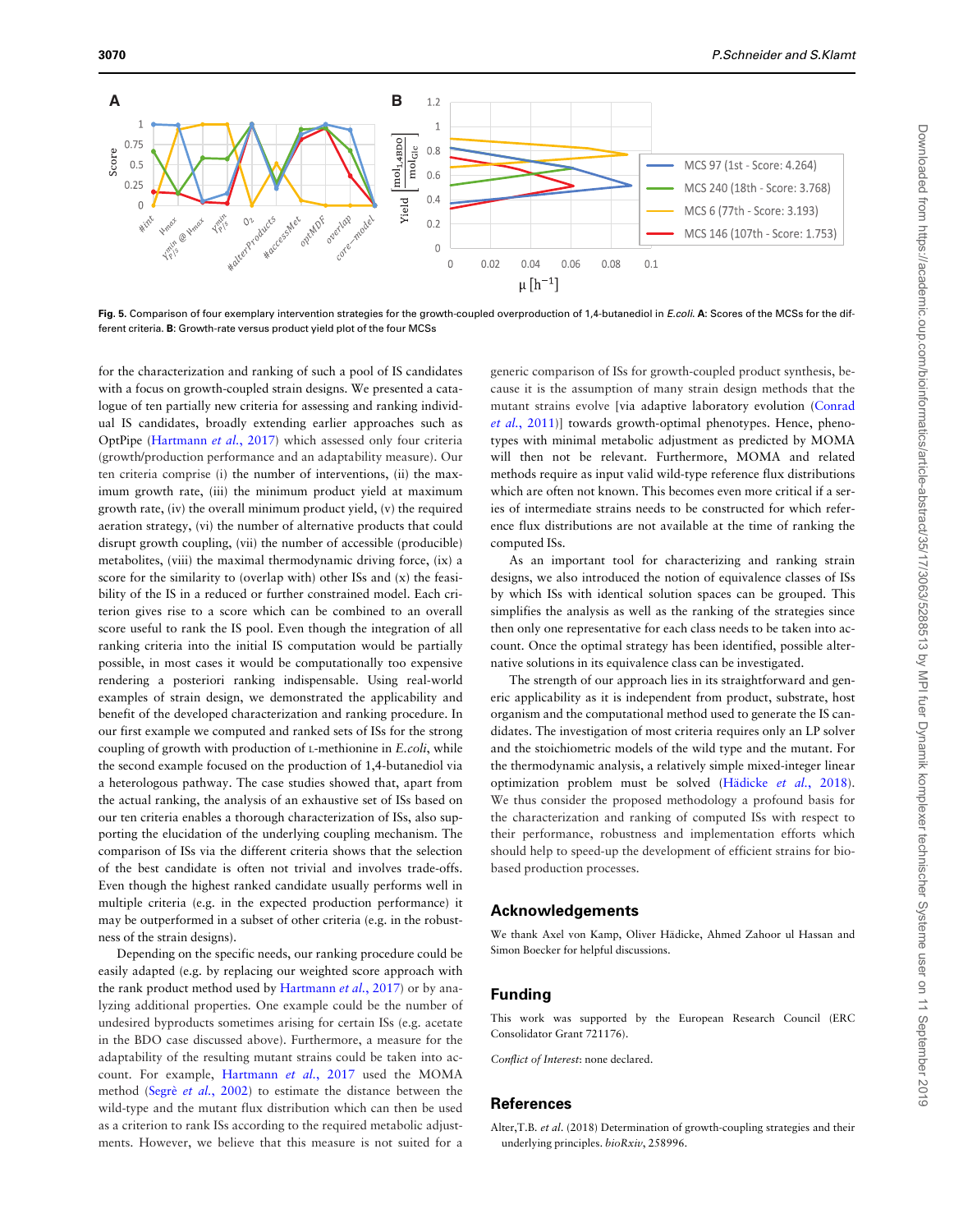**Fig. 5.** Comparison of four exemplary intervention strategies for the growth-coupled overproduction of 1,4-butanediol in *E.coli*. **A**: Scores of the MCSs for the different criteria. **B**: Growth-rate versus product yield plot of the four MCSs

for the characterization and ranking of such a pool of IS candidates with a focus on growth-coupled strain designs. We presented a catalogue of ten partially new criteria for assessing and ranking individual IS candidates, broadly extending earlier approaches such as OptPipe (Hartmann *et al.*, 2017) which assessed only four criteria (growth/production performance and an adaptability measure). Our ten criteria comprise (i) the number of interventions, (ii) the maximum growth rate, (iii) the minimum product yield at maximum growth rate, (iv) the overall minimum product yield, (v) the required aeration strategy, (vi) the number of alternative products that could disrupt growth coupling, (vii) the number of accessible (producible) metabolites, (viii) the maximal thermodynamic driving force, (ix) a score for the similarity to (overlap with) other ISs and (x) the feasibility of the IS in a reduced or further constrained model. Each criterion gives rise to a score which can be combined to an overall score useful to rank the IS pool. Even though the integration of all ranking criteria into the initial IS computation would be partially possible, in most cases it would be computationally too expensive rendering a posteriori ranking indispensable. Using real-world examples of strain design, we demonstrated the applicability and benefit of the developed characterization and ranking procedure. In our first example we computed and ranked sets of ISs for the strong coupling of growth with production of L-methionine in *E.coli*, while the second example focused on the production of 1,4-butanediol via a heterologous pathway. The case studies showed that, apart from the actual ranking, the analysis of an exhaustive set of ISs based on our ten criteria enables a thorough characterization of ISs, also supporting the elucidation of the underlying coupling mechanism. The comparison of ISs via the different criteria shows that the selection of the best candidate is often not trivial and involves trade-offs. Even though the highest ranked candidate usually performs well in multiple criteria (e.g. in the expected production performance) it may be outperformed in a subset of other criteria (e.g. in the robustness of the strain designs).

Depending on the specific needs, our ranking procedure could be easily adapted (e.g. by replacing our weighted score approach with the rank product method used by Hartmann *et al.*, 2017) or by analyzing additional properties. One example could be the number of undesired byproducts sometimes arising for certain ISs (e.g. acetate in the BDO case discussed above). Furthermore, a measure for the adaptability of the resulting mutant strains could be taken into account. For example, Hartmann *et al.*, 2017 used the MOMA method (Segrè *et al.*, 2002) to estimate the distance between the wild-type and the mutant flux distribution which can then be used as a criterion to rank ISs according to the required metabolic adjustments. However, we believe that this measure is not suited for a generic comparison of ISs for growth-coupled product synthesis, because it is the assumption of many strain design methods that the mutant strains evolve [via adaptive laboratory evolution (Conrad *et al.*, 2011)] towards growth-optimal phenotypes. Hence, phenotypes with minimal metabolic adjustment as predicted by MOMA will then not be relevant. Furthermore, MOMA and related methods require as input valid wild-type reference flux distributions which are often not known. This becomes even more critical if a series of intermediate strains needs to be constructed for which reference flux distributions are not available at the time of ranking the computed ISs.

As an important tool for characterizing and ranking strain designs, we also introduced the notion of equivalence classes of ISs by which ISs with identical solution spaces can be grouped. This simplifies the analysis as well as the ranking of the strategies since then only one representative for each class needs to be taken into account. Once the optimal strategy has been identified, possible alternative solutions in its equivalence class can be investigated.

The strength of our approach lies in its straightforward and generic applicability as it is independent from product, substrate, host organism and the computational method used to generate the IS candidates. The investigation of most criteria requires only an LP solver and the stoichiometric models of the wild type and the mutant. For the thermodynamic analysis, a relatively simple mixed-integer linear optimization problem must be solved (Hädicke *et al.*, 2018). We thus consider the proposed methodology a profound basis for the characterization and ranking of computed ISs with respect to their performance, robustness and implementation efforts which should help to speed-up the development of efficient strains for bio-based production processes.

## Acknowledgements

We thank Axel von Kamp, Oliver Hädicke, Ahmed Zahoor ul Hassan and Simon Boecker for helpful discussions.

## Funding

This work was supported by the European Research Council (ERC Consolidator Grant 721176).

*Conflict of Interest*: none declared.

## References

Alter,T.B. *et al.* (2018) Determination of growth-coupling strategies and their underlying principles. *bioRxiv*, 258996.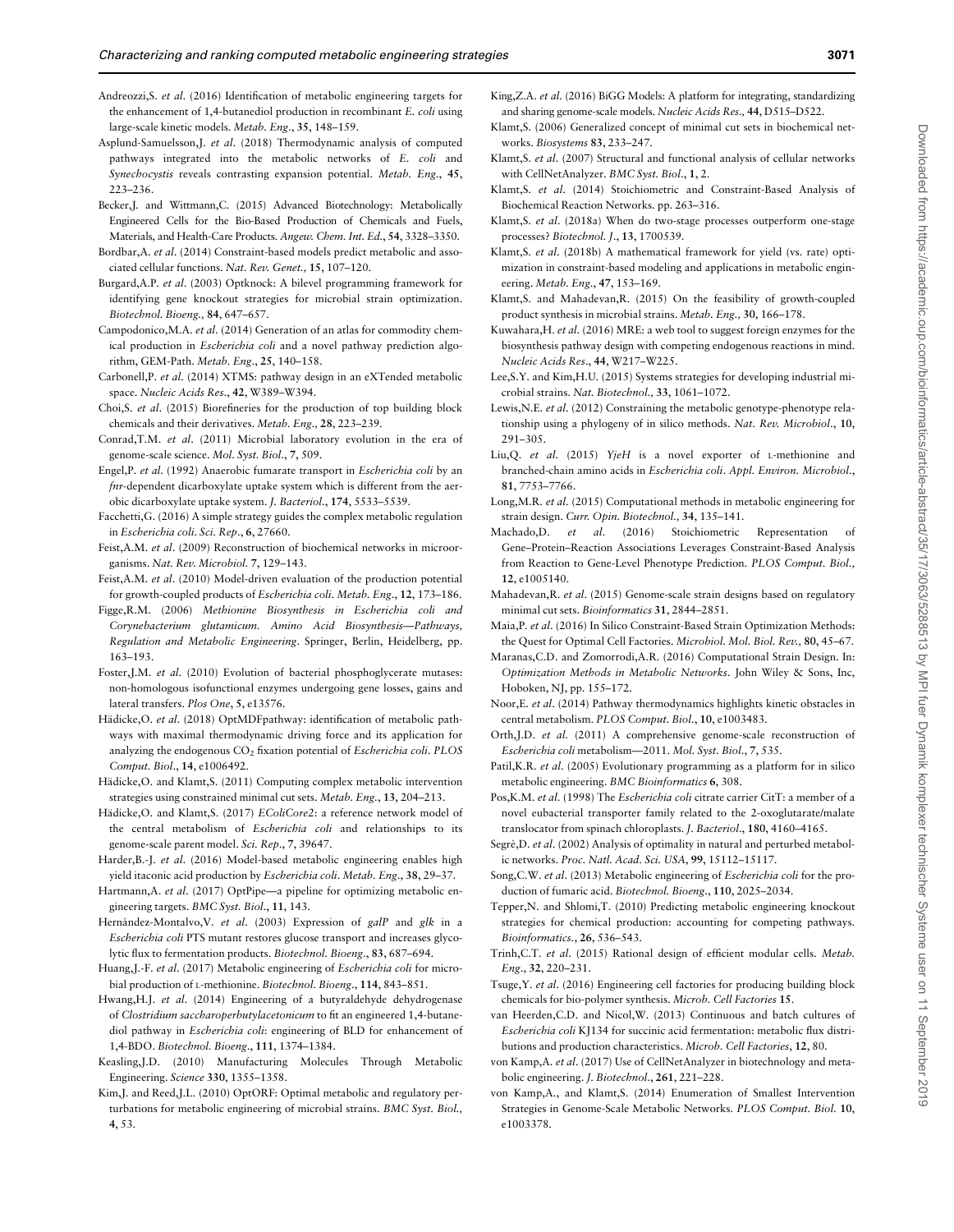Andreozzi,S. *et al*. (2016) Identification of metabolic engineering targets for the enhancement of 1,4-butanediol production in recombinant *E. coli* using large-scale kinetic models. *Metab. Eng*., **35**, 148–159.

Asplund-Samuelsson,J. *et al*. (2018) Thermodynamic analysis of computed pathways integrated into the metabolic networks of *E. coli* and *Synechocystis* reveals contrasting expansion potential. *Metab. Eng*., **45**, 223–236.

Becker,J. and Wittmann,C. (2015) Advanced Biotechnology: Metabolically Engineered Cells for the Bio-Based Production of Chemicals and Fuels, Materials, and Health-Care Products. *Angew. Chem. Int. Ed*., **54**, 3328–3350.

Bordbar,A. *et al*. (2014) Constraint-based models predict metabolic and associated cellular functions. *Nat. Rev. Genet.,* **15**, 107–120.

Burgard,A.P. *et al*. (2003) Optknock: A bilevel programming framework for identifying gene knockout strategies for microbial strain optimization. *Biotechnol. Bioeng.,* **84**, 647–657.

Campodonico,M.A. *et al*. (2014) Generation of an atlas for commodity chemical production in *Escherichia coli* and a novel pathway prediction algorithm, GEM-Path. *Metab. Eng*., **25**, 140–158.

Carbonell,P. *et al*. (2014) XTMS: pathway design in an eXTended metabolic space. *Nucleic Acids Res*., **42**, W389–W394.

Choi,S. *et al*. (2015) Biorefineries for the production of top building block chemicals and their derivatives. *Metab. Eng.,* **28**, 223–239.

Conrad,T.M. *et al*. (2011) Microbial laboratory evolution in the era of genome-scale science. *Mol. Syst. Biol*., **7**, 509.

Engel,P. *et al*. (1992) Anaerobic fumarate transport in *Escherichia coli* by an *fnr*-dependent dicarboxylate uptake system which is different from the aerobic dicarboxylate uptake system. *J. Bacteriol*., **174**, 5533–5539.

Facchetti,G. (2016) A simple strategy guides the complex metabolic regulation in *Escherichia coli*. *Sci. Rep*., **6**, 27660.

Feist,A.M. *et al*. (2009) Reconstruction of biochemical networks in microorganisms. *Nat. Rev. Microbiol*. **7**, 129–143.

Feist,A.M. *et al*. (2010) Model-driven evaluation of the production potential for growth-coupled products of *Escherichia coli*. *Metab. Eng*., **12**, 173–186.

Figge,R.M. (2006) *Methionine Biosynthesis in Escherichia coli and Corynebacterium glutamicum. Amino Acid Biosynthesis—Pathways, Regulation and Metabolic Engineering*. Springer, Berlin, Heidelberg, pp. 163–193.

Foster,J.M. *et al*. (2010) Evolution of bacterial phosphoglycerate mutases: non-homologous isofunctional enzymes undergoing gene losses, gains and lateral transfers. *Plos One*, **5**, e13576.

Hädicke,O. *et al*. (2018) OptMDFpathway: identification of metabolic pathways with maximal thermodynamic driving force and its application for analyzing the endogenous $CO_2$ fixation potential of *Escherichia coli*. *PLOS Comput. Biol*., **14**, e1006492.

Hädicke,O. and Klamt,S. (2011) Computing complex metabolic intervention strategies using constrained minimal cut sets. *Metab. Eng*., **13**, 204–213.

Hädicke,O. and Klamt,S. (2017) *EColiCore2*: a reference network model of the central metabolism of *Escherichia coli* and relationships to its genome-scale parent model. *Sci. Rep*., **7**, 39647.

Harder,B.-J. *et al*. (2016) Model-based metabolic engineering enables high yield itaconic acid production by *Escherichia coli*. *Metab. Eng*., **38**, 29–37.

Hartmann,A. *et al*. (2017) OptPipe—a pipeline for optimizing metabolic engineering targets. *BMC Syst. Biol*., **11**, 143.

Hernández-Montalvo,V. *et al*. (2003) Expression of *galP* and *glk* in a *Escherichia coli* PTS mutant restores glucose transport and increases glycolytic flux to fermentation products. *Biotechnol. Bioeng*., **83**, 687–694.

Huang,J.-F. *et al*. (2017) Metabolic engineering of *Escherichia coli* for microbial production of L-methionine. *Biotechnol. Bioeng*., **114**, 843–851.

Hwang,H.J. *et al*. (2014) Engineering of a butyraldehyde dehydrogenase of *Clostridium saccharoperbutylacetonicum* to fit an engineered 1,4-butanediol pathway in *Escherichia coli*: engineering of BLD for enhancement of 1,4-BDO. *Biotechnol. Bioeng*., **111**, 1374–1384.

Keasling,J.D. (2010) Manufacturing Molecules Through Metabolic Engineering. *Science* **330**, 1355–1358.

Kim,J. and Reed,J.L. (2010) OptORF: Optimal metabolic and regulatory perturbations for metabolic engineering of microbial strains. *BMC Syst. Biol.,* **4**, 53.

King,Z.A. *et al*. (2016) BiGG Models: A platform for integrating, standardizing and sharing genome-scale models. *Nucleic Acids Res.,* **44**, D515–D522.

Klamt,S. (2006) Generalized concept of minimal cut sets in biochemical networks. *Biosystems* **83**, 233–247.

Klamt,S. *et al*. (2007) Structural and functional analysis of cellular networks with CellNetAnalyzer. *BMC Syst. Biol*., **1**, 2.

Klamt,S. *et al*. (2014) Stoichiometric and Constraint-Based Analysis of Biochemical Reaction Networks. pp. 263–316.

Klamt,S. *et al*. (2018a) When do two-stage processes outperform one-stage processes? *Biotechnol. J*., **13**, 1700539.

Klamt,S. *et al*. (2018b) A mathematical framework for yield (vs. rate) optimization in constraint-based modeling and applications in metabolic engineering. *Metab. Eng*., **47**, 153–169.

Klamt,S. and Mahadevan,R. (2015) On the feasibility of growth-coupled product synthesis in microbial strains. *Metab. Eng.,* **30**, 166–178.

Kuwahara,H. *et al*. (2016) MRE: a web tool to suggest foreign enzymes for the biosynthesis pathway design with competing endogenous reactions in mind. *Nucleic Acids Res*., **44**, W217–W225.

Lee,S.Y. and Kim,H.U. (2015) Systems strategies for developing industrial microbial strains. *Nat. Biotechnol.,* **33**, 1061–1072.

Lewis,N.E. *et al*. (2012) Constraining the metabolic genotype-phenotype relationship using a phylogeny of in silico methods. *Nat. Rev. Microbiol*., **10**, 291–305.

Liu,Q. *et al*. (2015) *YjeH* is a novel exporter of L-methionine and branched-chain amino acids in *Escherichia coli*. *Appl. Environ. Microbiol*., **81**, 7753–7766.

Long,M.R. *et al*. (2015) Computational methods in metabolic engineering for strain design. *Curr. Opin. Biotechnol.,* **34**, 135–141.

Machado,D. *et al*. (2016) Stoichiometric Representation of Gene–Protein–Reaction Associations Leverages Constraint-Based Analysis from Reaction to Gene-Level Phenotype Prediction. *PLOS Comput. Biol.,* **12**, e1005140.

Mahadevan,R. *et al*. (2015) Genome-scale strain designs based on regulatory minimal cut sets. *Bioinformatics* **31**, 2844–2851.

Maia,P. *et al*. (2016) In Silico Constraint-Based Strain Optimization Methods: the Quest for Optimal Cell Factories. *Microbiol. Mol. Biol. Rev.,* **80**, 45–67.

Maranas,C.D. and Zomorrodi,A.R. (2016) Computational Strain Design. In: *Optimization Methods in Metabolic Networks*. John Wiley & Sons, Inc, Hoboken, NJ, pp. 155–172.

Noor,E. *et al*. (2014) Pathway thermodynamics highlights kinetic obstacles in central metabolism. *PLOS Comput. Biol*., **10**, e1003483.

Orth,J.D. *et al*. (2011) A comprehensive genome-scale reconstruction of *Escherichia coli* metabolism—2011. *Mol. Syst. Biol*., **7**, 535.

Patil,K.R. *et al*. (2005) Evolutionary programming as a platform for in silico metabolic engineering. *BMC Bioinformatics* **6**, 308.

Pos,K.M. *et al*. (1998) The *Escherichia coli* citrate carrier CitT: a member of a novel eubacterial transporter family related to the 2-oxoglutarate/malate translocator from spinach chloroplasts. *J. Bacteriol*., **180**, 4160–4165.

Segrè,D. *et al*. (2002) Analysis of optimality in natural and perturbed metabolic networks. *Proc. Natl. Acad. Sci. USA*, **99**, 15112–15117.

Song,C.W. *et al*. (2013) Metabolic engineering of *Escherichia coli* for the production of fumaric acid. *Biotechnol. Bioeng*., **110**, 2025–2034.

Tepper,N. and Shlomi,T. (2010) Predicting metabolic engineering knockout strategies for chemical production: accounting for competing pathways. *Bioinformatics*., **26**, 536–543.

Trinh,C.T. *et al*. (2015) Rational design of efficient modular cells. *Metab. Eng*., **32**, 220–231.

Tsuge,Y. *et al*. (2016) Engineering cell factories for producing building block chemicals for bio-polymer synthesis. *Microb. Cell Factories* **15**.

van Heerden,C.D. and Nicol,W. (2013) Continuous and batch cultures of *Escherichia coli* KJ134 for succinic acid fermentation: metabolic flux distributions and production characteristics. *Microb. Cell Factories*, **12**, 80.

von Kamp,A. *et al*. (2017) Use of CellNetAnalyzer in biotechnology and metabolic engineering. *J. Biotechnol*., **261**, 221–228.

von Kamp,A., and Klamt,S. (2014) Enumeration of Smallest Intervention Strategies in Genome-Scale Metabolic Networks. *PLOS Comput. Biol*. **10**, e1003378.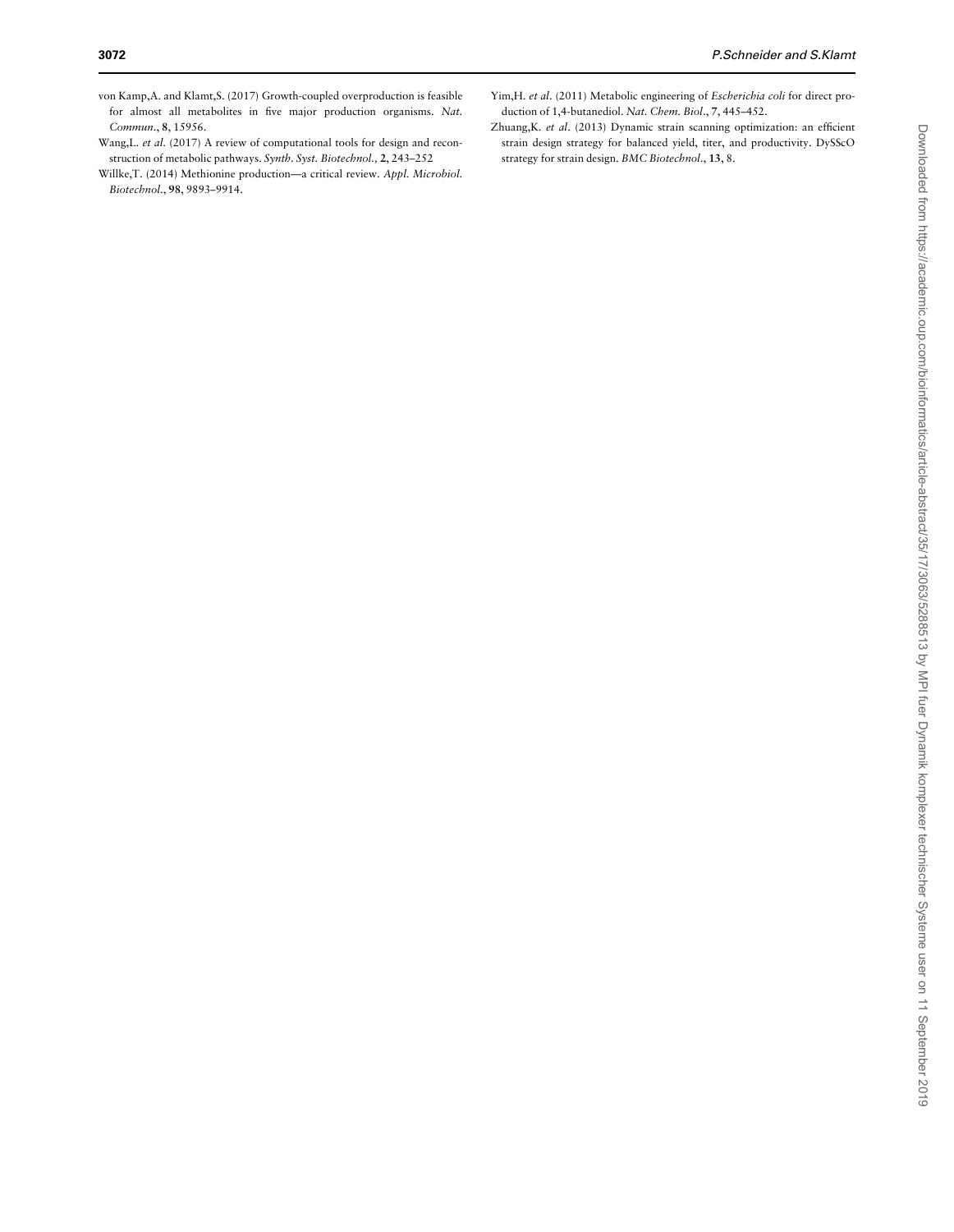von Kamp,A. and Klamt,S. (2017) Growth-coupled overproduction is feasible for almost all metabolites in five major production organisms. *Nat. Commun.*, **8**, 15956.

Wang,L. *et al.* (2017) A review of computational tools for design and reconstruction of metabolic pathways. *Synth. Syst. Biotechnol.,* **2**, 243–252

Willke,T. (2014) Methionine production—a critical review. *Appl. Microbiol. Biotechnol*., **98**, 9893–9914.

Yim,H. *et al*. (2011) Metabolic engineering of *Escherichia coli* for direct production of 1,4-butanediol. *Nat. Chem. Biol*., **7**, 445–452.

Zhuang,K. *et al*. (2013) Dynamic strain scanning optimization: an efficient strain design strategy for balanced yield, titer, and productivity. DySScO strategy for strain design. *BMC Biotechnol*., **13**, 8.